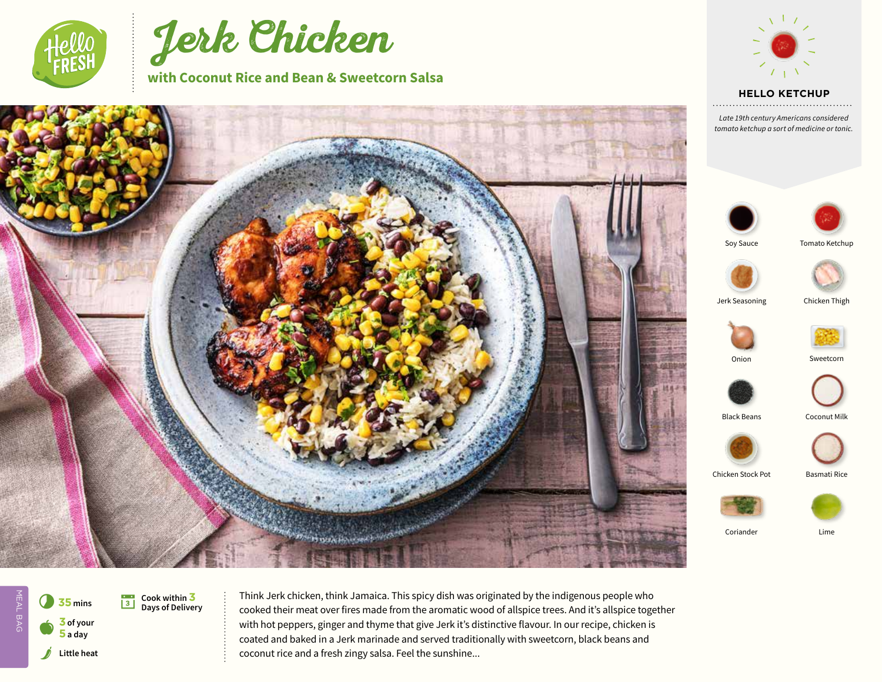# Jerk Chicken

## with Coconut Rice and Bean & Sweetcorn Salsa

### HELLO KETCHUP

*Late 19th century Americans considered tomato ketchup a sort of medicine or tonic.*

- Soy Sauce
- Tomato Ketchup
- Jerk Seasoning
- Chicken Thigh
- Onion
- Sweetcorn
- Black Beans
- Coconut Milk
- Chicken Stock Pot
- Basmati Rice
- Coriander
- Lime

MEAL BAG

35 mins

3 of your 5 a day

Little heat

Cook within 3 Days of Delivery

Think Jerk chicken, think Jamaica. This spicy dish was originated by the indigenous people who cooked their meat over fires made from the aromatic wood of allspice trees. And it's allspice together with hot peppers, ginger and thyme that give Jerk it's distinctive flavour. In our recipe, chicken is coated and baked in a Jerk marinade and served traditionally with sweetcorn, black beans and coconut rice and a fresh zingy salsa. Feel the sunshine...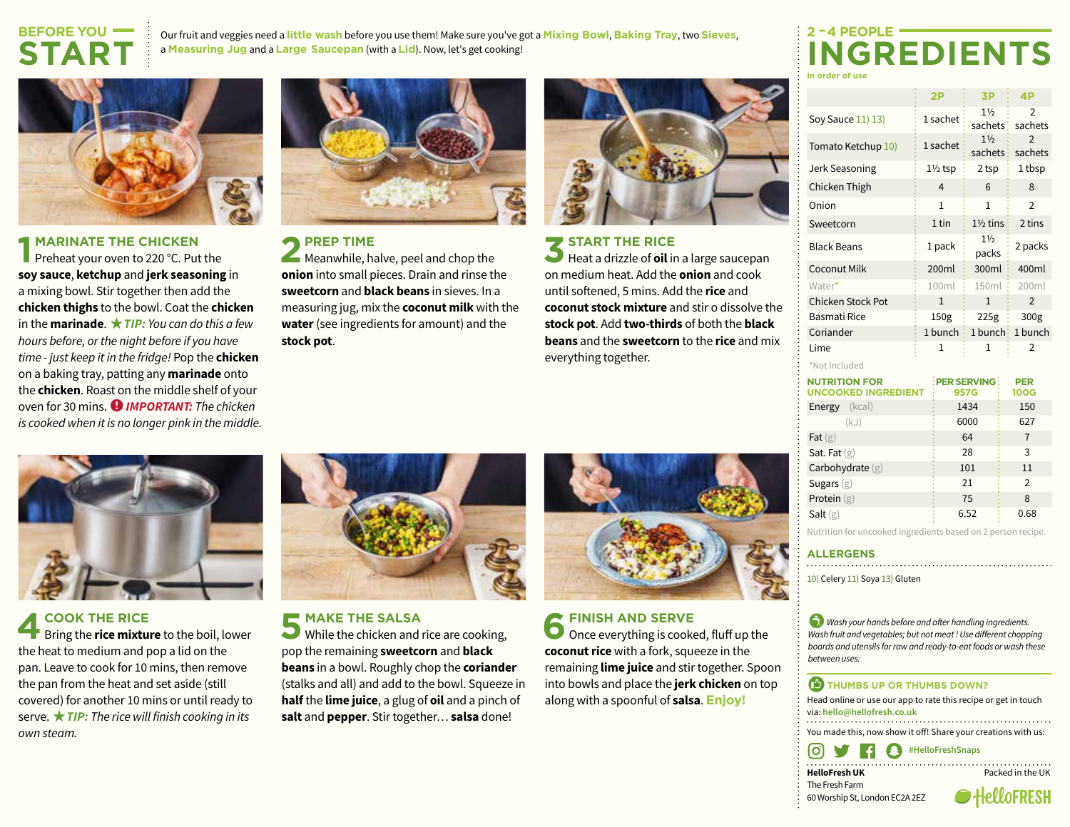# BEFORE YOU START

Our fruit and veggies need a **little wash** before you use them! Make sure you've got a **Mixing Bowl**, **Baking Tray**, two **Sieves**, a **Measuring Jug** and a **Large Saucepan** (with a **Lid**). Now, let's get cooking!

## 1 MARINATE THE CHICKEN

Preheat your oven to 220 °C. Put the **soy sauce**, **ketchup** and **jerk seasoning** in a mixing bowl. Stir together then add the **chicken thighs** to the bowl. Coat the **chicken** in the **marinade**. ★ *TIP: You can do this a few hours before, or the night before if you have time - just keep it in the fridge!* Pop the **chicken** on a baking tray, patting any **marinade** onto the **chicken**. Roast on the middle shelf of your oven for 30 mins. ❗ ***IMPORTANT:*** *The chicken is cooked when it is no longer pink in the middle.*

## 2 PREP TIME

Meanwhile, halve, peel and chop the **onion** into small pieces. Drain and rinse the **sweetcorn** and **black beans** in sieves. In a measuring jug, mix the **coconut milk** with the **water** (see ingredients for amount) and the **stock pot**.

## 3 START THE RICE

Heat a drizzle of **oil** in a large saucepan on medium heat. Add the **onion** and cook until softened, 5 mins. Add the **rice** and **coconut stock mixture** and stir o dissolve the **stock pot**. Add **two-thirds** of both the **black beans** and the **sweetcorn** to the **rice** and mix everything together.

## 4 COOK THE RICE

Bring the **rice mixture** to the boil, lower the heat to medium and pop a lid on the pan. Leave to cook for 10 mins, then remove the pan from the heat and set aside (still covered) for another 10 mins or until ready to serve. ★ *TIP: The rice will finish cooking in its own steam.*

## 5 MAKE THE SALSA

While the chicken and rice are cooking, pop the remaining **sweetcorn** and **black beans** in a bowl. Roughly chop the **coriander** (stalks and all) and add to the bowl. Squeeze in **half** the **lime juice**, a glug of **oil** and a pinch of **salt** and **pepper**. Stir together… **salsa** done!

## 6 FINISH AND SERVE

Once everything is cooked, fluff up the **coconut rice** with a fork, squeeze in the remaining **lime juice** and stir together. Spoon into bowls and place the **jerk chicken** on top along with a spoonful of **salsa**. **Enjoy!**

# 2 - 4 PEOPLE INGREDIENTS

In order of use

| | 2P | 3P | 4P |
|---|---|---|---|
| Soy Sauce 11) 13) | 1 sachet | 1½ sachets | 2 sachets |
| Tomato Ketchup 10) | 1 sachet | 1½ sachets | 2 sachets |
| Jerk Seasoning | 1½ tsp | 2 tsp | 1 tbsp |
| Chicken Thigh | 4 | 6 | 8 |
| Onion | 1 | 1 | 2 |
| Sweetcorn | 1 tin | 1½ tins | 2 tins |
| Black Beans | 1 pack | 1½ packs | 2 packs |
| Coconut Milk | 200ml | 300ml | 400ml |
| Water* | 100ml | 150ml | 200ml |
| Chicken Stock Pot | 1 | 1 | 2 |
| Basmati Rice | 150g | 225g | 300g |
| Coriander | 1 bunch | 1 bunch | 1 bunch |
| Lime | 1 | 1 | 2 |

*Not Included

| NUTRITION FOR UNCOOKED INGREDIENT | PER SERVING 957G | PER 100G |
|---|---|---|
| Energy (kcal) | 1434 | 150 |
| (kJ) | 6000 | 627 |
| Fat (g) | 64 | 7 |
| Sat. Fat (g) | 28 | 3 |
| Carbohydrate (g) | 101 | 11 |
| Sugars (g) | 21 | 2 |
| Protein (g) | 75 | 8 |
| Salt (g) | 6.52 | 0.68 |

Nutrition for uncooked ingredients based on 2 person recipe.

## ALLERGENS

10) Celery 11) Soya 13) Gluten

*Wash your hands before and after handling ingredients. Wash fruit and vegetables; but not meat ! Use different chopping boards and utensils for raw and ready-to-eat foods or wash these between uses.*

## THUMBS UP OR THUMBS DOWN?

Head online or use our app to rate this recipe or get in touch via: hello@hellofresh.co.uk

You made this, now show it off! Share your creations with us:

#HelloFreshSnaps

**HelloFresh UK**
The Fresh Farm
60 Worship St, London EC2A 2EZ

Packed in the UK

HelloFRESH